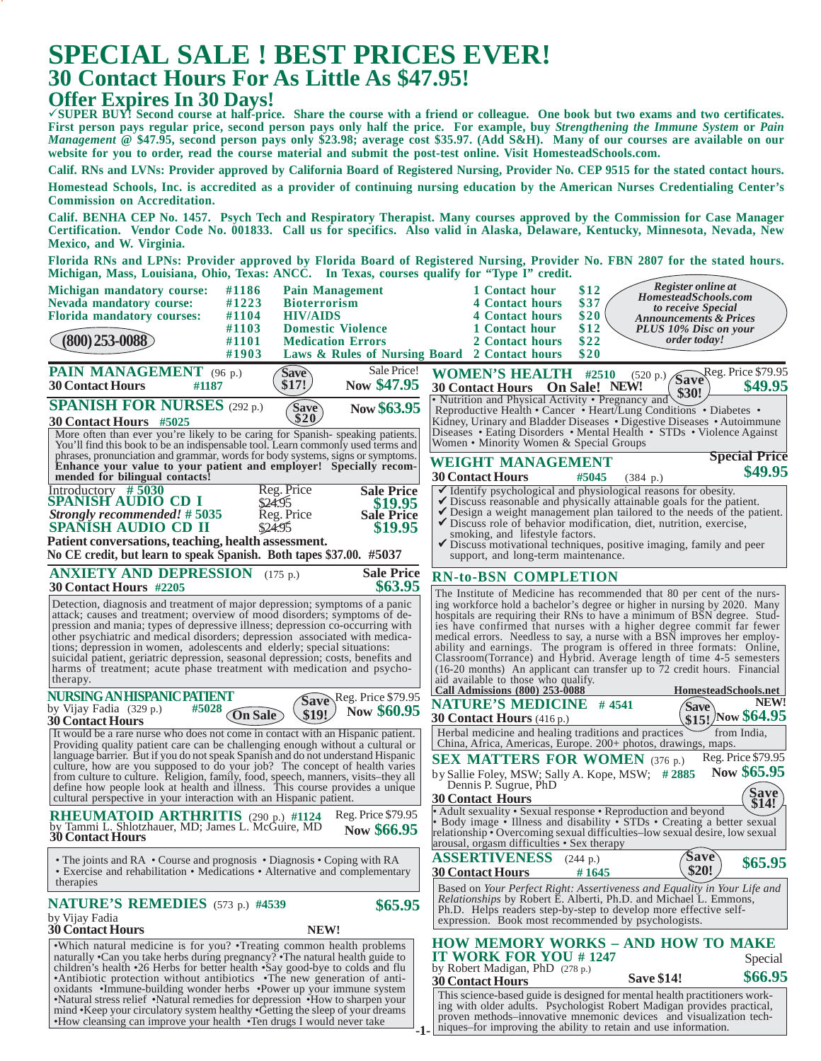# SPECIAL SALE ! BEST PRICES EVER!

## 30 Contact Hours For As Little As $47.95!

## Offer Expires In 30 Days!

**✓SUPER BUY! Second course at half-price. Share the course with a friend or colleague. One book but two exams and two certificates. First person pays regular price, second person pays only half the price. For example, buy *Strengthening the Immune System* or *Pain Management* @ $47.95, second person pays only $23.98; average cost $35.97. (Add S&H). Many of our courses are available on our website for you to order, read the course material and submit the post-test online. Visit HomesteadSchools.com.**

**Calif. RNs and LVNs: Provider approved by California Board of Registered Nursing, Provider No. CEP 9515 for the stated contact hours.**

**Homestead Schools, Inc. is accredited as a provider of continuing nursing education by the American Nurses Credentialing Center's Commission on Accreditation.**

**Calif. BENHA CEP No. 1457. Psych Tech and Respiratory Therapist. Many courses approved by the Commission for Case Manager Certification. Vendor Code No. 001833. Call us for specifics. Also valid in Alaska, Delaware, Kentucky, Minnesota, Nevada, New Mexico, and W. Virginia.**

**Florida RNs and LPNs: Provider approved by Florida Board of Registered Nursing, Provider No. FBN 2807 for the stated hours. Michigan, Mass, Louisiana, Ohio, Texas: ANCC. In Texas, courses qualify for "Type I" credit.**

| | | | | |
|---|---|---|---|---|
| Michigan mandatory course: | #1186 | Pain Management | 1 Contact hour | $12 |
| Nevada mandatory course: | #1223 | Bioterrorism | 4 Contact hours | $37 |
| Florida mandatory courses: | #1104 | HIV/AIDS | 4 Contact hours | $20 |
| | #1103 | Domestic Violence | 1 Contact hour | $12 |
| (800) 253-0088 | #1101 | Medication Errors | 2 Contact hours | $22 |
| | #1903 | Laws & Rules of Nursing Board | 2 Contact hours | $20 |

***Register online at HomesteadSchools.com to receive Special Announcements & Prices PLUS 10% Disc on your order today!***

## PAIN MANAGEMENT (96 p.)

**30 Contact Hours #1187** — Save $17! — Sale Price! **Now $47.95**

## SPANISH FOR NURSES (292 p.)

**30 Contact Hours #5025** — Save $20 — **Now $63.95**

More often than ever you're likely to be caring for Spanish- speaking patients. You'll find this book to be an indispensable tool. Learn commonly used terms and phrases, pronunciation and grammar, words for body systems, signs or symptoms. **Enhance your value to your patient and employer! Specially recommended for bilingual contacts!**

Introductory # 5030 **SPANISH AUDIO CD I** — Reg. Price ~~$24.95~~ — **Sale Price $19.95**

***Strongly recommended!* # 5035 SPANISH AUDIO CD II** — Reg. Price ~~$24.95~~ — **Sale Price $19.95**

**Patient conversations, teaching, health assessment.**

**No CE credit, but learn to speak Spanish. Both tapes $37.00. #5037**

## ANXIETY AND DEPRESSION (175 p.)

**30 Contact Hours #2205** — Sale Price **$63.95**

Detection, diagnosis and treatment of major depression; symptoms of a panic attack; causes and treatment; overview of mood disorders; symptoms of depression and mania; types of depressive illness; depression co-occurring with other psychiatric and medical disorders; depression associated with medications; depression in women, adolescents and elderly; special situations: suicidal patient, geriatric depression, seasonal depression; costs, benefits and harms of treatment; acute phase treatment with medication and psychotherapy.

## NURSING AN HISPANIC PATIENT

by Vijay Fadia (329 p.) **#5028** — On Sale — Save $19! — Reg. Price $79.95 **Now $60.95**

**30 Contact Hours**

It would be a rare nurse who does not come in contact with an Hispanic patient. Providing quality patient care can be challenging enough without a cultural or language barrier. But if you do not speak Spanish and do not understand Hispanic culture, how are you supposed to do your job? The concept of health varies from culture to culture. Religion, family, food, speech, manners, visits–they all define how people look at health and illness. This course provides a unique cultural perspective in your interaction with an Hispanic patient.

## RHEUMATOID ARTHRITIS (290 p.) #1124

by Tammi L. Shlotzhauer, MD; James L. McGuire, MD — Reg. Price $79.95 **Now $66.95**

**30 Contact Hours**

• The joints and RA • Course and prognosis • Diagnosis • Coping with RA • Exercise and rehabilitation • Medications • Alternative and complementary therapies

## NATURE'S REMEDIES (573 p.) #4539

by Vijay Fadia — **$65.95**

**30 Contact Hours** — **NEW!**

•Which natural medicine is for you? •Treating common health problems naturally •Can you take herbs during pregnancy? •The natural health guide to children's health •26 Herbs for better health •Say good-bye to colds and flu •Antibiotic protection without antibiotics •The new generation of antioxidants •Immune-building wonder herbs •Power up your immune system •Natural stress relief •Natural remedies for depression •How to sharpen your mind •Keep your circulatory system healthy •Getting the sleep of your dreams •How cleansing can improve your health •Ten drugs I would never take

## WOMEN'S HEALTH #2510 (520 p.)

**30 Contact Hours On Sale! NEW!** — Save $30! — Reg. Price $79.95 **$49.95**

• Nutrition and Physical Activity • Pregnancy and Reproductive Health • Cancer • Heart/Lung Conditions • Diabetes • Kidney, Urinary and Bladder Diseases • Digestive Diseases • Autoimmune Diseases • Eating Disorders • Mental Health • STDs • Violence Against Women • Minority Women & Special Groups

## WEIGHT MANAGEMENT

**30 Contact Hours #5045** (384 p.) — **Special Price $49.95**

- ✓ Identify psychological and physiological reasons for obesity.
- ✓ Discuss reasonable and physically attainable goals for the patient.
- ✓ Design a weight management plan tailored to the needs of the patient.
- ✓ Discuss role of behavior modification, diet, nutrition, exercise, smoking, and lifestyle factors.
- ✓ Discuss motivational techniques, positive imaging, family and peer support, and long-term maintenance.

## RN-to-BSN COMPLETION

The Institute of Medicine has recommended that 80 per cent of the nursing workforce hold a bachelor's degree or higher in nursing by 2020. Many hospitals are requiring their RNs to have a minimum of BSN degree. Studies have confirmed that nurses with a higher degree commit far fewer medical errors. Needless to say, a nurse with a BSN improves her employability and earnings. The program is offered in three formats: Online, Classroom(Torrance) and Hybrid. Average length of time 4-5 semesters (16-20 months) An applicant can transfer up to 72 credit hours. Financial aid available to those who qualify.

**Call Admissions (800) 253-0088** — **HomesteadSchools.net**

## NATURE'S MEDICINE # 4541

**30 Contact Hours** (416 p.) — Save $15! — **NEW! Now $64.95**

Herbal medicine and healing traditions and practices from India, China, Africa, Americas, Europe. 200+ photos, drawings, maps.

## SEX MATTERS FOR WOMEN (376 p.)

by Sallie Foley, MSW; Sally A. Kope, MSW; Dennis P. Sugrue, PhD **# 2885** — Reg. Price $79.95 **Now $65.95** — Save $14!

**30 Contact Hours**

• Adult sexuality • Sexual response • Reproduction and beyond • Body image • Illness and disability • STDs • Creating a better sexual relationship • Overcoming sexual difficulties–low sexual desire, low sexual arousal, orgasm difficulties • Sex therapy

## ASSERTIVENESS (244 p.)

**30 Contact Hours # 1645** — Save $20! — **$65.95**

Based on *Your Perfect Right: Assertiveness and Equality in Your Life and Relationships* by Robert E. Alberti, Ph.D. and Michael L. Emmons, Ph.D. Helps readers step-by-step to develop more effective self-expression. Book most recommended by psychologists.

## HOW MEMORY WORKS – AND HOW TO MAKE IT WORK FOR YOU # 1247

by Robert Madigan, PhD (278 p.) — Special **$66.95**

**30 Contact Hours** — **Save $14!**

This science-based guide is designed for mental health practitioners working with older adults. Psychologist Robert Madigan provides practical, proven methods–innovative mnemonic devices and visualization techniques–for improving the ability to retain and use information.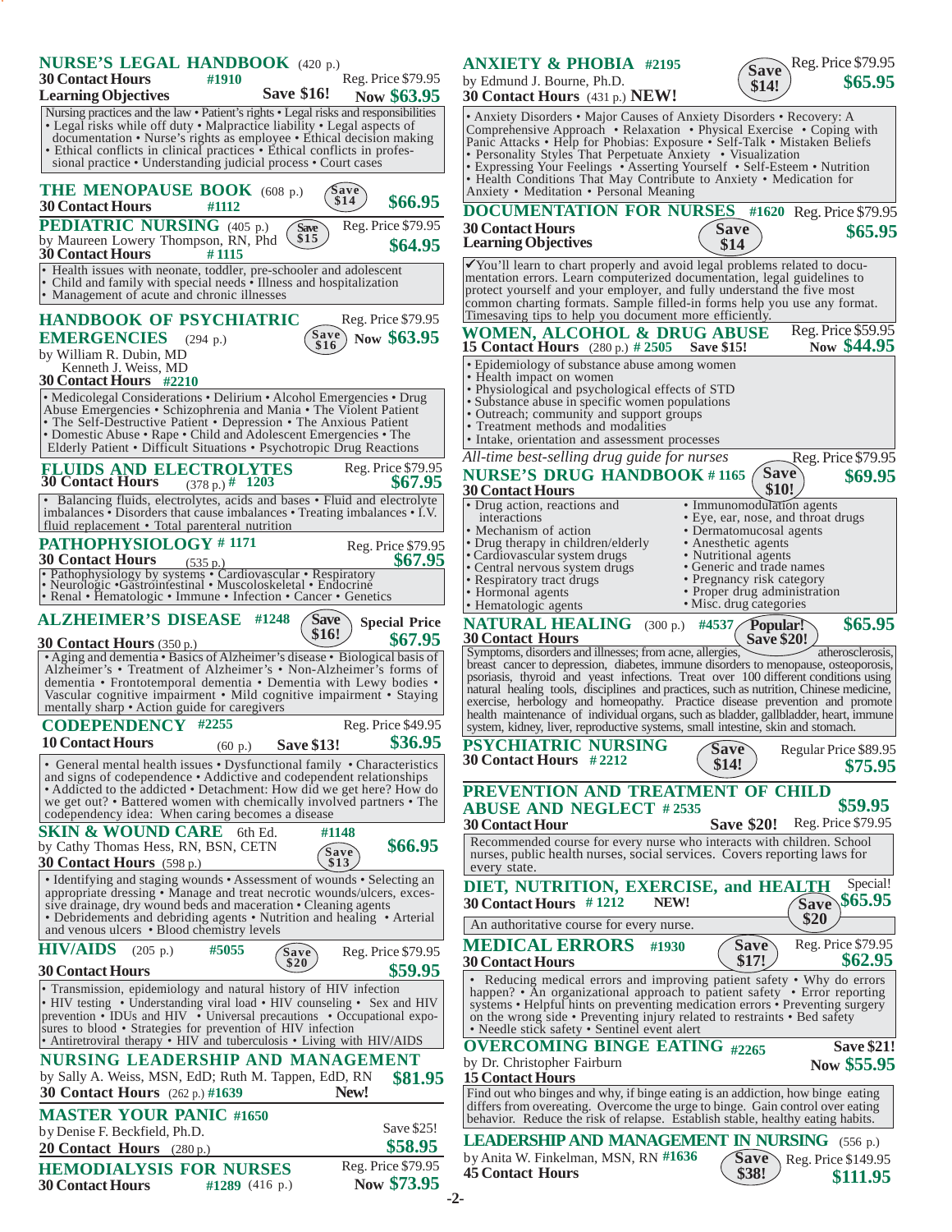## NURSE'S LEGAL HANDBOOK (420 p.)

**30 Contact Hours** #1910 Reg. Price $79.95
**Learning Objectives** **Save $16!** **Now $63.95**

Nursing practices and the law • Patient's rights • Legal risks and responsibilities • Legal risks while off duty • Malpractice liability • Legal aspects of documentation • Nurse's rights as employee • Ethical decision making • Ethical conflicts in clinical practices • Ethical conflicts in professional practice • Understanding judicial process • Court cases

## THE MENOPAUSE BOOK (608 p.)

**30 Contact Hours** #1112 Save $14 **$66.95**

## PEDIATRIC NURSING (405 p.)

by Maureen Lowery Thompson, RN, Phd Save $15 Reg. Price $79.95
**30 Contact Hours** # 1115 **$64.95**

• Health issues with neonate, toddler, pre-schooler and adolescent
• Child and family with special needs • Illness and hospitalization
• Management of acute and chronic illnesses

## HANDBOOK OF PSYCHIATRIC EMERGENCIES (294 p.)

Reg. Price $79.95 Save $16 **Now $63.95**
by William R. Dubin, MD
Kenneth J. Weiss, MD
**30 Contact Hours** #2210

• Medicolegal Considerations • Delirium • Alcohol Emergencies • Drug Abuse Emergencies • Schizophrenia and Mania • The Violent Patient • The Self-Destructive Patient • Depression • The Anxious Patient • Domestic Abuse • Rape • Child and Adolescent Emergencies • The Elderly Patient • Difficult Situations • Psychotropic Drug Reactions

## FLUIDS AND ELECTROLYTES

**30 Contact Hours** (378 p.) # 1203 Reg. Price $79.95 **$67.95**

• Balancing fluids, electrolytes, acids and bases • Fluid and electrolyte imbalances • Disorders that cause imbalances • Treating imbalances • I.V. fluid replacement • Total parenteral nutrition

## PATHOPHYSIOLOGY # 1171

**30 Contact Hours** (535 p.) Reg. Price $79.95 **$67.95**

• Pathophysiology by systems • Cardiovascular • Respiratory • Neurologic •Gastrointestinal • Muscoloskeletal • Endocrine • Renal • Hematologic • Immune • Infection • Cancer • Genetics

## ALZHEIMER'S DISEASE #1248

Save $16! **Special Price $67.95**
**30 Contact Hours** (350 p.)

• Aging and dementia • Basics of Alzheimer's disease • Biological basis of Alzheimer's • Treatment of Alzheimer's • Non-Alzheimer's forms of dementia • Frontotemporal dementia • Dementia with Lewy bodies • Vascular cognitive impairment • Mild cognitive impairment • Staying mentally sharp • Action guide for caregivers

## CODEPENDENCY #2255

**10 Contact Hours** (60 p.) **Save $13!** Reg. Price $49.95 **$36.95**

• General mental health issues • Dysfunctional family • Characteristics and signs of codependence • Addictive and codependent relationships • Addicted to the addicted • Detachment: How did we get here? How do we get out? • Battered women with chemically involved partners • The codependency idea: When caring becomes a disease

## SKIN & WOUND CARE 6th Ed. #1148

by Cathy Thomas Hess, RN, BSN, CETN Save $13 **$66.95**
**30 Contact Hours** (598 p.)

• Identifying and staging wounds • Assessment of wounds • Selecting an appropriate dressing • Manage and treat necrotic wounds/ulcers, excessive drainage, dry wound beds and maceration • Cleaning agents • Debridements and debriding agents • Nutrition and healing • Arterial and venous ulcers • Blood chemistry levels

## HIV/AIDS (205 p.) #5055

Save $20 Reg. Price $79.95
**30 Contact Hours** **$59.95**

• Transmission, epidemiology and natural history of HIV infection • HIV testing • Understanding viral load • HIV counseling • Sex and HIV prevention • IDUs and HIV • Universal precautions • Occupational exposures to blood • Strategies for prevention of HIV infection • Antiretroviral therapy • HIV and tuberculosis • Living with HIV/AIDS

## NURSING LEADERSHIP AND MANAGEMENT

by Sally A. Weiss, MSN, EdD; Ruth M. Tappen, EdD, RN **$81.95**
**30 Contact Hours** (262 p.) #1639 **New!**

## MASTER YOUR PANIC #1650

by Denise F. Beckfield, Ph.D. Save $25!
**20 Contact Hours** (280 p.) **$58.95**

## HEMODIALYSIS FOR NURSES

**30 Contact Hours** #1289 (416 p.) Reg. Price $79.95 **Now $73.95**

## ANXIETY & PHOBIA #2195

by Edmund J. Bourne, Ph.D. Save $14! Reg. Price $79.95 **$65.95**
**30 Contact Hours** (431 p.) **NEW!**

• Anxiety Disorders • Major Causes of Anxiety Disorders • Recovery: A Comprehensive Approach • Relaxation • Physical Exercise • Coping with Panic Attacks • Help for Phobias: Exposure • Self-Talk • Mistaken Beliefs • Personality Styles That Perpetuate Anxiety • Visualization • Expressing Your Feelings • Asserting Yourself • Self-Esteem • Nutrition • Health Conditions That May Contribute to Anxiety • Medication for Anxiety • Meditation • Personal Meaning

## DOCUMENTATION FOR NURSES #1620

Reg. Price $79.95
**30 Contact Hours** Save $14 **$65.95**
**Learning Objectives**

✓You'll learn to chart properly and avoid legal problems related to documentation errors. Learn computerized documentation, legal guidelines to protect yourself and your employer, and fully understand the five most common charting formats. Sample filled-in forms help you use any format. Timesaving tips to help you document more efficiently.

## WOMEN, ALCOHOL & DRUG ABUSE

**15 Contact Hours** (280 p.) # 2505 **Save $15!** Reg. Price $59.95 **Now $44.95**

• Epidemiology of substance abuse among women
• Health impact on women
• Physiological and psychological effects of STD
• Substance abuse in specific women populations
• Outreach; community and support groups
• Treatment methods and modalities
• Intake, orientation and assessment processes

*All-time best-selling drug guide for nurses* Reg. Price $79.95

## NURSE'S DRUG HANDBOOK # 1165

**30 Contact Hours** Save $10! **$69.95**

- Drug action, reactions and interactions
- Mechanism of action
- Drug therapy in children/elderly
- Cardiovascular system drugs
- Central nervous system drugs
- Respiratory tract drugs
- Hormonal agents
- Hematologic agents
- Immunomodulation agents
- Eye, ear, nose, and throat drugs
- Dermatomucosal agents
- Anesthetic agents
- Nutritional agents
- Generic and trade names
- Pregnancy risk category
- Proper drug administration
- Misc. drug categories

## NATURAL HEALING (300 p.) #4537

**30 Contact Hours** Popular! Save $20! **$65.95**

Symptoms, disorders and illnesses; from acne, allergies, atherosclerosis, breast cancer to depression, diabetes, immune disorders to menopause, osteoporosis, psoriasis, thyroid and yeast infections. Treat over 100 different conditions using natural healing tools, disciplines and practices, such as nutrition, Chinese medicine, exercise, herbology and homeopathy. Practice disease prevention and promote health maintenance of individual organs, such as bladder, gallbladder, heart, immune system, kidney, liver, reproductive systems, small intestine, skin and stomach.

## PSYCHIATRIC NURSING

**30 Contact Hours** #2212 Save $14! Regular Price $89.95 **$75.95**

## PREVENTION AND TREATMENT OF CHILD ABUSE AND NEGLECT # 2535

**30 Contact Hour** **Save $20!** Reg. Price $79.95 **$59.95**

Recommended course for every nurse who interacts with children. School nurses, public health nurses, social services. Covers reporting laws for every state.

## DIET, NUTRITION, EXERCISE, and HEALTH

**30 Contact Hours** # 1212 **NEW!** Save $20 Special! **$65.95**

An authoritative course for every nurse.

## MEDICAL ERRORS #1930

**30 Contact Hours** Save $17! Reg. Price $79.95 **$62.95**

• Reducing medical errors and improving patient safety • Why do errors happen? • An organizational approach to patient safety • Error reporting systems • Helpful hints on preventing medication errors • Preventing surgery on the wrong side • Preventing injury related to restraints • Bed safety • Needle stick safety • Sentinel event alert

## OVERCOMING BINGE EATING #2265

by Dr. Christopher Fairburn **Save $21!** **Now $55.95**
**15 Contact Hours**

Find out who binges and why, if binge eating is an addiction, how binge eating differs from overeating. Overcome the urge to binge. Gain control over eating behavior. Reduce the risk of relapse. Establish stable, healthy eating habits.

## LEADERSHIP AND MANAGEMENT IN NURSING (556 p.)

by Anita W. Finkelman, MSN, RN #1636 Save $38! Reg. Price $149.95
**45 Contact Hours** **$111.95**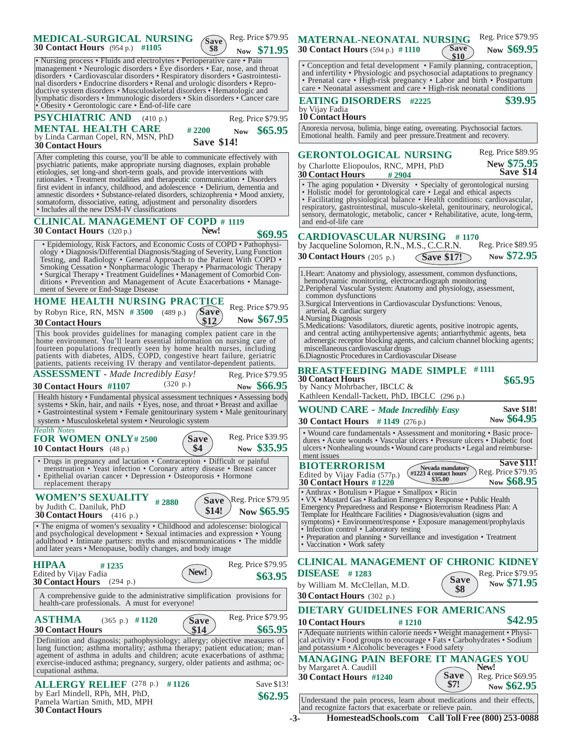## MEDICAL-SURGICAL NURSING

**30 Contact Hours** (954 p.) **#1105** Save $8 Reg. Price $79.95 Now **$71.95**

• Nursing process • Fluids and electrolytes • Perioperative care • Pain management • Neurologic disorders • Eye disorders • Ear, nose, and throat disorders • Cardiovascular disorders • Respiratory disorders • Gastrointestinal disorders • Endocrine disorders • Renal and urologic disorders • Reproductive system disorders • Musculoskeletal disorders • Hematologic and lymphatic disorders • Immunologic disorders • Skin disorders • Cancer care • Obesity • Gerontologic care • End-of-life care

## PSYCHIATRIC AND MENTAL HEALTH CARE

(410 p.) **# 2200** Reg. Price $79.95 Now **$65.95**
by Linda Carman Copel, RN, MSN, PhD **Save $14!**
**30 Contact Hours**

After completing this course, you'll be able to communicate effectively with psychiatric patients, make appropriate nursing diagnoses, explain probable etiologies, set long-and short-term goals, and provide interventions with rationales. • Treatment modalities and therapeutic communication • Disorders first evident in infancy, childhood, and adolescence • Delirium, dementia and amnestic disorders • Substance-related disorders, schizophrenia • Mood anxiety, somatoform, dissociative, eating, adjustment and personality disorders • Includes all the new DSM-IV classifications

## CLINICAL MANAGEMENT OF COPD # 1119

**30 Contact Hours** (320 p.) **New!** **$69.95**

• Epidemiology, Risk Factors, and Economic Costs of COPD • Pathophysiology • Diagnosis/Differential Diagnosis/Staging of Severity, Lung Function Testing, and Radiology • General Approach to the Patient With COPD • Smoking Cessation • Nonpharmacologic Therapy • Pharmacologic Therapy • Surgical Therapy • Treatment Guidelines • Management of Comorbid Conditions • Prevention and Management of Acute Exacerbations • Management of Severe or End-Stage Disease

## HOME HEALTH NURSING PRACTICE

by Robyn Rice, RN, MSN **# 3500** (489 p.) Save $12 Reg. Price $79.95 Now **$67.95**
**30 Contact Hours**

This book provides guidelines for managing complex patient care in the home environment. You'll learn essential information on nursing care of fourteen populations frequently seen by home health nurses, including patients with diabetes, AIDS, COPD, congestive heart failure, geriatric patients, patients receiving IV therapy and ventilator-dependent patients.

## ASSESSMENT - *Made Incredibly Easy!*

**30 Contact Hours #1107** (320 p.) Reg. Price $79.95 Now **$66.95**

Health history • Fundamental physical assessment techniques • Assessing body systems • Skin, hair, and nails • Eyes, nose, and throat • Breast and axillae • Gastrointestinal system • Female genitourinary system • Male genitourinary system • Musculoskeletal system • Neurologic system

*Health Notes*
## FOR WOMEN ONLY # 2500

**10 Contact Hours** (48 p.) Save $4 Reg. Price $39.95 Now **$35.95**

• Drugs in pregnancy and lactation • Contraception • Difficult or painful menstruation • Yeast infection • Coronary artery disease • Breast cancer • Epithelial ovarian cancer • Depression • Osteoporosis • Hormone replacement therapy

## WOMEN'S SEXUALITY # 2880

by Judith C. Daniluk, PhD Save $14! Reg. Price $79.95 Now **$65.95**
**30 Contact Hours** (416 p.)

• The enigma of women's sexuality • Childhood and adolescense: biological and psychological development • Sexual intimacies and expression • Young adulthood • Intimate partners: myths and miscommunications • The middle and later years • Menopause, bodily changes, and body image

## HIPAA # 1235

Edited by Vijay Fadia **New!** Reg. Price $79.95 **$63.95**
**30 Contact Hours** (294 p.)

A comprehensive guide to the administrative simplification provisions for health-care professionals. A must for everyone!

## ASTHMA

(365 p.) **# 1120** Save $14 Reg. Price $79.95 **$65.95**
**30 Contact Hours**

Definition and diagnosis; pathophysiology; allergy; objective measures of lung function; asthma mortality; asthma therapy; patient education; management of asthma in adults and children; acute exacerbations of asthma; exercise-induced asthma; pregnancy, surgery, older patients and asthma; occupational asthma.

## ALLERGY RELIEF

(278 p.) **# 1126** Save $13! **$62.95**
by Earl Mindell, RPh, MH, PhD, Pamela Wartian Smith, MD, MPH
**30 Contact Hours**

## MATERNAL-NEONATAL NURSING

**30 Contact Hours** (594 p.) **# 1110** Save $10 Reg. Price $79.95 Now **$69.95**

• Conception and fetal development • Family planning, contraception, and infertility • Physiologic and psychosocial adaptations to pregnancy • Prenatal care • High-risk pregnancy • Labor and birth • Postpartum care • Neonatal assessment and care • High-risk neonatal conditions

## EATING DISORDERS #2225

by Vijay Fadia **$39.95**
**10 Contact Hours**

Anorexia nervosa, bulimia, binge eating, overeating. Psychosocial factors. Emotional health. Family and peer pressure.Treatment and recovery.

## GERONTOLOGICAL NURSING

by Charlotte Eliopoulos, RNC, MPH, PhD Reg. Price $89.95 New **$75.95** Save $14
**30 Contact Hours** **# 2904**

• The aging population • Diversity • Specialty of gerontological nursing • Holistic model for gerontological care • Legal and ethical aspects • Facilitating physiological balance • Health conditions: cardiovascular, respiratory, gastrointestinal, musculo-skeletal, genitourinary, neurological, sensory, dermatologic, metabolic, cancer • Rehabilitative, acute, long-term, and end-of-life care

## CARDIOVASCULAR NURSING # 1170

by Jacqueline Solomon, R.N., M.S., C.C.R.N. Reg. Price $89.95
**30 Contact Hours** (205 p.) **Save $17!** Now **$72.95**

1. Heart: Anatomy and physiology, assessment, common dysfunctions, hemodynamic monitoring, electrocardiograph monitoring
2. Peripheral Vascular System: Anatomy and physiology, assessment, common dysfunctions
3. Surgical Interventions in Cardiovascular Dysfunctions: Venous, arterial, & cardiac surgery
4. Nursing Diagnosis
5. Medications: Vasodilators, diuretic agents, positive inotropic agents, and central acting antihypertensive agents; antiarrhythmic agents, beta adrenergic receptor blocking agents, and calcium channel blocking agents; miscellaneous cardiovascular drugs
6. Diagnostic Procedures in Cardiovascular Disease

## BREASTFEEDING MADE SIMPLE # 1111

**30 Contact Hours** **$65.95**
by Nancy Mohrbacher, IBCLC & Kathleen Kendall-Tackett, PhD, IBCLC (296 p.)

## WOUND CARE - *Made Incredibly Easy*

**30 Contact Hours # 1149** (276 p.) Save $18! Now **$64.95**

• Wound care fundamentals • Assessment and monitoring • Basic procedures • Acute wounds • Vascular ulcers • Pressure ulcers • Diabetic foot ulcers • Nonhealing wounds • Wound care products • Legal and reimbursement issues

## BIOTERRORISM

Edited by Vijay Fadia (577p.) Nevada mandatory #1223 4 contact hours $35.00 Save $11! Reg. Price $79.95 Now **$68.95**
**30 Contact Hours # 1220**

• Anthrax • Botulism • Plague • Smallpox • Ricin • VX • Mustard Gas • Radiation Emergency Response • Public Health Emergency Preparedness and Response • Bioterrorism Readiness Plan: A Template for Healthcare Facilities • Diagnosis/evaluation (signs and symptoms) • Environment/response • Exposure management/prophylaxis • Infection control • Laboratory testing • Preparation and planning • Surveillance and investigation • Treatment • Vaccination • Work safety

## CLINICAL MANAGEMENT OF CHRONIC KIDNEY DISEASE # 1283

by William M. McClellan, M.D. Save $8 Reg. Price $79.95 Now **$71.95**
**30 Contact Hours** (302 p.)

## DIETARY GUIDELINES FOR AMERICANS

**10 Contact Hours** **# 1210** **$42.95**

• Adequate nutrients within calorie needs • Weight management • Physical activity • Food groups to encourage • Fats • Carbohydrates • Sodium and potassium • Alcoholic beverages • Food safety

## MANAGING PAIN BEFORE IT MANAGES YOU

by Margaret A. Caudill **New!**
**30 Contact Hours #1240** Save $7! Reg. Price $69.95 Now **$62.95**

Understand the pain process, learn about medications and their effects, and recognize factors that exacerbate or relieve pain.

HomesteadSchools.com Call Toll Free (800) 253-0088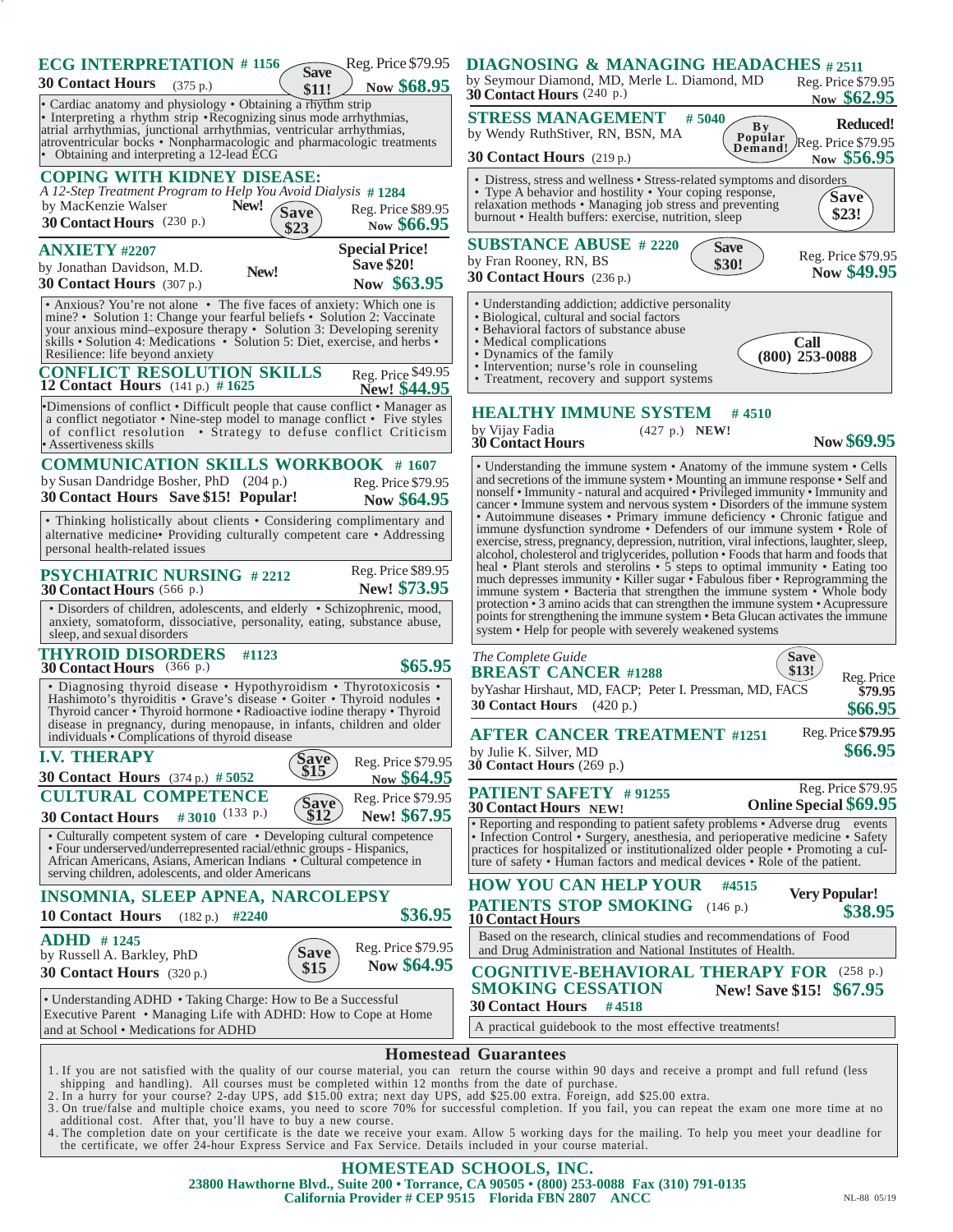## ECG INTERPRETATION # 1156

**30 Contact Hours** (375 p.)

Save $11!

Reg. Price $79.95 **Now $68.95**

• Cardiac anatomy and physiology • Obtaining a rhythm strip • Interpreting a rhythm strip • Recognizing sinus mode arrhythmias, atrial arrhythmias, junctional arrhythmias, ventricular arrhythmias, atroventricular bocks • Nonpharmacologic and pharmacologic treatments • Obtaining and interpreting a 12-lead ECG

## COPING WITH KIDNEY DISEASE:

*A 12-Step Treatment Program to Help You Avoid Dialysis* # 1284

by MacKenzie Walser **New!**

**30 Contact Hours** (230 p.)

Save $23

Reg. Price $89.95 **Now $66.95**

## ANXIETY #2207

by Jonathan Davidson, M.D. **New!**

**30 Contact Hours** (307 p.)

**Special Price! Save $20! Now $63.95**

• Anxious? You're not alone • The five faces of anxiety: Which one is mine? • Solution 1: Change your fearful beliefs • Solution 2: Vaccinate your anxious mind–exposure therapy • Solution 3: Developing serenity skills • Solution 4: Medications • Solution 5: Diet, exercise, and herbs • Resilience: life beyond anxiety

## CONFLICT RESOLUTION SKILLS

**12 Contact Hours** (141 p.) # 1625

Reg. Price $49.95 **New! $44.95**

•Dimensions of conflict • Difficult people that cause conflict • Manager as a conflict negotiator • Nine-step model to manage conflict • Five styles of conflict resolution • Strategy to defuse conflict Criticism • Assertiveness skills

## COMMUNICATION SKILLS WORKBOOK # 1607

by Susan Dandridge Bosher, PhD (204 p.)

**30 Contact Hours Save $15! Popular!**

Reg. Price $79.95 **Now $64.95**

• Thinking holistically about clients • Considering complimentary and alternative medicine• Providing culturally competent care • Addressing personal health-related issues

## PSYCHIATRIC NURSING # 2212

**30 Contact Hours** (566 p.)

Reg. Price $89.95 **New! $73.95**

• Disorders of children, adolescents, and elderly • Schizophrenic, mood, anxiety, somatoform, dissociative, personality, eating, substance abuse, sleep, and sexual disorders

## THYROID DISORDERS #1123

**30 Contact Hours** (366 p.)

**$65.95**

• Diagnosing thyroid disease • Hypothyroidism • Thyrotoxicosis • Hashimoto's thyroiditis • Grave's disease • Goiter • Thyroid nodules • Thyroid cancer • Thyroid hormone • Radioactive iodine therapy • Thyroid disease in pregnancy, during menopause, in infants, children and older individuals • Complications of thyroid disease

## I.V. THERAPY

**30 Contact Hours** (374 p.) # 5052

Save $15

Reg. Price $79.95 **Now $64.95**

## CULTURAL COMPETENCE

**30 Contact Hours** # 3010 (133 p.)

Save $12

Reg. Price $79.95 **New! $67.95**

• Culturally competent system of care • Developing cultural competence • Four underserved/underrepresented racial/ethnic groups - Hispanics, African Americans, Asians, American Indians • Cultural competence in serving children, adolescents, and older Americans

## INSOMNIA, SLEEP APNEA, NARCOLEPSY

**10 Contact Hours** (182 p.) #2240

**$36.95**

## ADHD # 1245

by Russell A. Barkley, PhD

**30 Contact Hours** (320 p.)

Save $15

Reg. Price $79.95 **Now $64.95**

• Understanding ADHD • Taking Charge: How to Be a Successful Executive Parent • Managing Life with ADHD: How to Cope at Home and at School • Medications for ADHD

## DIAGNOSING & MANAGING HEADACHES # 2511

by Seymour Diamond, MD, Merle L. Diamond, MD

**30 Contact Hours** (240 p.)

Reg. Price $79.95 **Now $62.95**

## STRESS MANAGEMENT # 5040

by Wendy RuthStiver, RN, BSN, MA

**30 Contact Hours** (219 p.)

By Popular Demand!

**Reduced!** Reg. Price $79.95 **Now $56.95**

• Distress, stress and wellness • Stress-related symptoms and disorders • Type A behavior and hostility • Your coping response, relaxation methods • Managing job stress and preventing burnout • Health buffers: exercise, nutrition, sleep

Save $23!

## SUBSTANCE ABUSE # 2220

by Fran Rooney, RN, BS

**30 Contact Hours** (236 p.)

Save $30!

Reg. Price $79.95 **Now $49.95**

• Understanding addiction; addictive personality
• Biological, cultural and social factors
• Behavioral factors of substance abuse
• Medical complications
• Dynamics of the family
• Intervention; nurse's role in counseling
• Treatment, recovery and support systems

**Call (800) 253-0088**

## HEALTHY IMMUNE SYSTEM # 4510

by Vijay Fadia (427 p.) **NEW!**

**30 Contact Hours**

**Now $69.95**

• Understanding the immune system • Anatomy of the immune system • Cells and secretions of the immune system • Mounting an immune response • Self and nonself • Immunity - natural and acquired • Privileged immunity • Immunity and cancer • Immune system and nervous system • Disorders of the immune system • Autoimmune diseases • Primary immune deficiency • Chronic fatigue and immune dysfunction syndrome • Defenders of our immune system • Role of exercise, stress, pregnancy, depression, nutrition, viral infections, laughter, sleep, alcohol, cholesterol and triglycerides, pollution • Foods that harm and foods that heal • Plant sterols and sterolins • 5 steps to optimal immunity • Eating too much depresses immunity • Killer sugar • Fabulous fiber • Reprogramming the immune system • Bacteria that strengthen the immune system • Whole body protection • 3 amino acids that can strengthen the immune system • Acupressure points for strengthening the immune system • Beta Glucan activates the immune system • Help for people with severely weakened systems

*The Complete Guide*

## BREAST CANCER #1288

byYashar Hirshaut, MD, FACP; Peter I. Pressman, MD, FACS

**30 Contact Hours** (420 p.)

Save $13!

Reg. Price $79.95 **$66.95**

## AFTER CANCER TREATMENT #1251

by Julie K. Silver, MD

**30 Contact Hours** (269 p.)

Reg. Price $79.95 **$66.95**

## PATIENT SAFETY # 91255

**30 Contact Hours** NEW!

Reg. Price $79.95 **Online Special $69.95**

• Reporting and responding to patient safety problems • Adverse drug events • Infection Control • Surgery, anesthesia, and perioperative medicine • Safety practices for hospitalized or institutionalized older people • Promoting a culture of safety • Human factors and medical devices • Role of the patient.

## HOW YOU CAN HELP YOUR PATIENTS STOP SMOKING #4515

(146 p.)

**10 Contact Hours**

**Very Popular! $38.95**

Based on the research, clinical studies and recommendations of Food and Drug Administration and National Institutes of Health.

## COGNITIVE-BEHAVIORAL THERAPY FOR SMOKING CESSATION

(258 p.)

**30 Contact Hours** #4518

**New! Save $15! $67.95**

A practical guidebook to the most effective treatments!

## Homestead Guarantees

1. If you are not satisfied with the quality of our course material, you can return the course within 90 days and receive a prompt and full refund (less shipping and handling). All courses must be completed within 12 months from the date of purchase.
2. In a hurry for your course? 2-day UPS, add $15.00 extra; next day UPS, add $25.00 extra. Foreign, add $25.00 extra.
3. On true/false and multiple choice exams, you need to score 70% for successful completion. If you fail, you can repeat the exam one more time at no additional cost. After that, you'll have to buy a new course.
4. The completion date on your certificate is the date we receive your exam. Allow 5 working days for the mailing. To help you meet your deadline for the certificate, we offer 24-hour Express Service and Fax Service. Details included in your course material.

**HOMESTEAD SCHOOLS, INC.**

**23800 Hawthorne Blvd., Suite 200 • Torrance, CA 90505 • (800) 253-0088 Fax (310) 791-0135**

**California Provider # CEP 9515 Florida FBN 2807 ANCC**

NL-88 05/19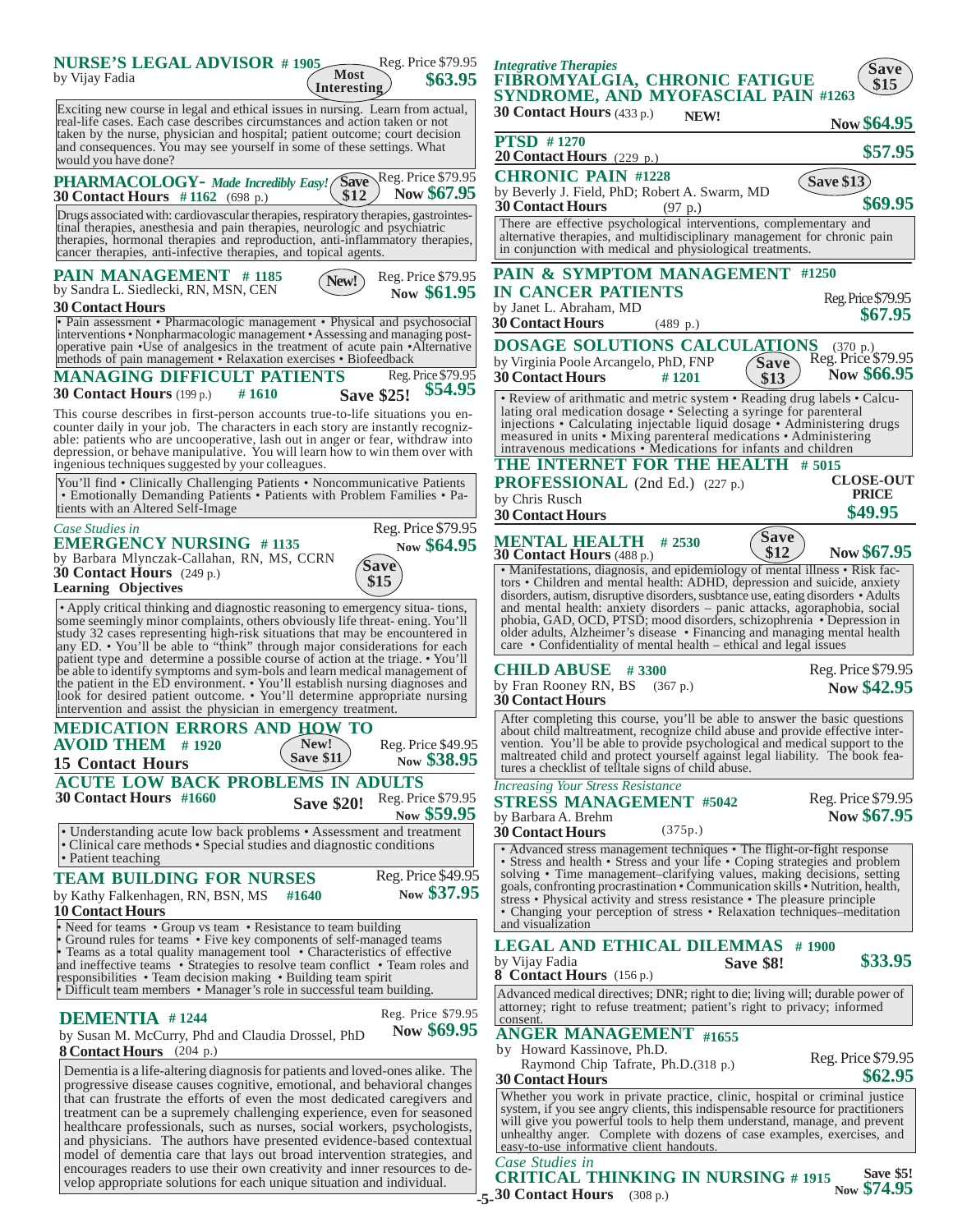## NURSE'S LEGAL ADVISOR # 1905

by Vijay Fadia

Most Interesting

Reg. Price $79.95 **$63.95**

Exciting new course in legal and ethical issues in nursing. Learn from actual, real-life cases. Each case describes circumstances and action taken or not taken by the nurse, physician and hospital; patient outcome; court decision and consequences. You may see yourself in some of these settings. What would you have done?

## PHARMACOLOGY- *Made Incredibly Easy!*

**30 Contact Hours** # 1162 (698 p.)

Save $12

Reg. Price $79.95 **Now $67.95**

Drugs associated with: cardiovascular therapies, respiratory therapies, gastrointestinal therapies, anesthesia and pain therapies, neurologic and psychiatric therapies, hormonal therapies and reproduction, anti-inflammatory therapies, cancer therapies, anti-infective therapies, and topical agents.

## PAIN MANAGEMENT # 1185

by Sandra L. Siedlecki, RN, MSN, CEN

**30 Contact Hours**

New!

Reg. Price $79.95 **Now $61.95**

• Pain assessment • Pharmacologic management • Physical and psychosocial interventions • Nonpharmacologic management • Assessing and managing postoperative pain •Use of analgesics in the treatment of acute pain •Alternative methods of pain management • Relaxation exercises • Biofeedback

## MANAGING DIFFICULT PATIENTS

**30 Contact Hours** (199 p.) # 1610

Reg. Price $79.95 **Save $25!** **$54.95**

This course describes in first-person accounts true-to-life situations you encounter daily in your job. The characters in each story are instantly recognizable: patients who are uncooperative, lash out in anger or fear, withdraw into depression, or behave manipulative. You will learn how to win them over with ingenious techniques suggested by your colleagues.

You'll find • Clinically Challenging Patients • Noncommunicative Patients • Emotionally Demanding Patients • Patients with Problem Families • Patients with an Altered Self-Image

*Case Studies in*

## EMERGENCY NURSING # 1135

by Barbara Mlynczak-Callahan, RN, MS, CCRN

**30 Contact Hours** (249 p.)

**Learning Objectives**

Save $15

Reg. Price $79.95 **Now $64.95**

• Apply critical thinking and diagnostic reasoning to emergency situa- tions, some seemingly minor complaints, others obviously life threat- ening. You'll study 32 cases representing high-risk situations that may be encountered in any ED. • You'll be able to "think" through major considerations for each patient type and determine a possible course of action at the triage. • You'll be able to identify symptoms and sym-bols and learn medical management of the patient in the ED environment. • You'll establish nursing diagnoses and look for desired patient outcome. • You'll determine appropriate nursing intervention and assist the physician in emergency treatment.

## MEDICATION ERRORS AND HOW TO AVOID THEM # 1920

**15 Contact Hours**

New! Save $11

Reg. Price $49.95 **Now $38.95**

## ACUTE LOW BACK PROBLEMS IN ADULTS

**30 Contact Hours** #1660

**Save $20!**

Reg. Price $79.95 **Now $59.95**

• Understanding acute low back problems • Assessment and treatment • Clinical care methods • Special studies and diagnostic conditions • Patient teaching

## TEAM BUILDING FOR NURSES

by Kathy Falkenhagen, RN, BSN, MS #1640

**10 Contact Hours**

Reg. Price $49.95 **Now $37.95**

• Need for teams • Group vs team • Resistance to team building • Ground rules for teams • Five key components of self-managed teams • Teams as a total quality management tool • Characteristics of effective and ineffective teams • Strategies to resolve team conflict • Team roles and responsibilities • Team decision making • Building team spirit • Difficult team members • Manager's role in successful team building.

## DEMENTIA # 1244

by Susan M. McCurry, Phd and Claudia Drossel, PhD

**8 Contact Hours** (204 p.)

Reg. Price $79.95 **Now $69.95**

Dementia is a life-altering diagnosis for patients and loved-ones alike. The progressive disease causes cognitive, emotional, and behavioral changes that can frustrate the efforts of even the most dedicated caregivers and treatment can be a supremely challenging experience, even for seasoned healthcare professionals, such as nurses, social workers, psychologists, and physicians. The authors have presented evidence-based contextual model of dementia care that lays out broad intervention strategies, and encourages readers to use their own creativity and inner resources to develop appropriate solutions for each unique situation and individual.

*Integrative Therapies*

## FIBROMYALGIA, CHRONIC FATIGUE SYNDROME, AND MYOFASCIAL PAIN #1263

**30 Contact Hours** (433 p.) **NEW!**

Save $15

**Now $64.95**

## PTSD # 1270

**20 Contact Hours** (229 p.)

**$57.95**

## CHRONIC PAIN #1228

by Beverly J. Field, PhD; Robert A. Swarm, MD

**30 Contact Hours** (97 p.)

Save $13

**$69.95**

There are effective psychological interventions, complementary and alternative therapies, and multidisciplinary management for chronic pain in conjunction with medical and physiological treatments.

## PAIN & SYMPTOM MANAGEMENT IN CANCER PATIENTS #1250

by Janet L. Abraham, MD

**30 Contact Hours** (489 p.)

Reg. Price $79.95 **$67.95**

## DOSAGE SOLUTIONS CALCULATIONS (370 p.)

by Virginia Poole Arcangelo, PhD, FNP

**30 Contact Hours** # 1201

Save $13

Reg. Price $79.95 **Now $66.95**

• Review of arithmatic and metric system • Reading drug labels • Calculating oral medication dosage • Selecting a syringe for parenteral injections • Calculating injectable liquid dosage • Administering drugs measured in units • Mixing parenteral medications • Administering intravenous medications • Medications for infants and children

## THE INTERNET FOR THE HEALTH PROFESSIONAL (2nd Ed.) (227 p.) # 5015

by Chris Rusch

**30 Contact Hours**

**CLOSE-OUT PRICE** **$49.95**

## MENTAL HEALTH # 2530

**30 Contact Hours** (488 p.)

Save $12

**Now $67.95**

• Manifestations, diagnosis, and epidemiology of mental illness • Risk factors • Children and mental health: ADHD, depression and suicide, anxiety disorders, autism, disruptive disorders, susbtance use, eating disorders • Adults and mental health: anxiety disorders – panic attacks, agoraphobia, social phobia, GAD, OCD, PTSD; mood disorders, schizophrenia • Depression in older adults, Alzheimer's disease • Financing and managing mental health care • Confidentiality of mental health – ethical and legal issues

## CHILD ABUSE # 3300

by Fran Rooney RN, BS (367 p.)

**30 Contact Hours**

Reg. Price $79.95 **Now $42.95**

After completing this course, you'll be able to answer the basic questions about child maltreatment, recognize child abuse and provide effective intervention. You'll be able to provide psychological and medical support to the maltreated child and protect yourself against legal liability. The book features a checklist of telltale signs of child abuse.

*Increasing Your Stress Resistance*

## STRESS MANAGEMENT #5042

by Barbara A. Brehm (375p.)

**30 Contact Hours**

Reg. Price $79.95 **Now $67.95**

• Advanced stress management techniques • The flight-or-fight response • Stress and health • Stress and your life • Coping strategies and problem solving • Time management–clarifying values, making decisions, setting goals, confronting procrastination • Communication skills • Nutrition, health, stress • Physical activity and stress resistance • The pleasure principle • Changing your perception of stress • Relaxation techniques–meditation and visualization

## LEGAL AND ETHICAL DILEMMAS # 1900

by Vijay Fadia

**8 Contact Hours** (156 p.)

**Save $8!** **$33.95**

Advanced medical directives; DNR; right to die; living will; durable power of attorney; right to refuse treatment; patient's right to privacy; informed consent.

## ANGER MANAGEMENT #1655

by Howard Kassinove, Ph.D.
Raymond Chip Tafrate, Ph.D.(318 p.)

**30 Contact Hours**

Reg. Price $79.95 **$62.95**

Whether you work in private practice, clinic, hospital or criminal justice system, if you see angry clients, this indispensable resource for practitioners will give you powerful tools to help them understand, manage, and prevent unhealthy anger. Complete with dozens of case examples, exercises, and easy-to-use informative client handouts.

*Case Studies in*

## CRITICAL THINKING IN NURSING # 1915

**30 Contact Hours** (308 p.)

**Save $5!** **Now $74.95**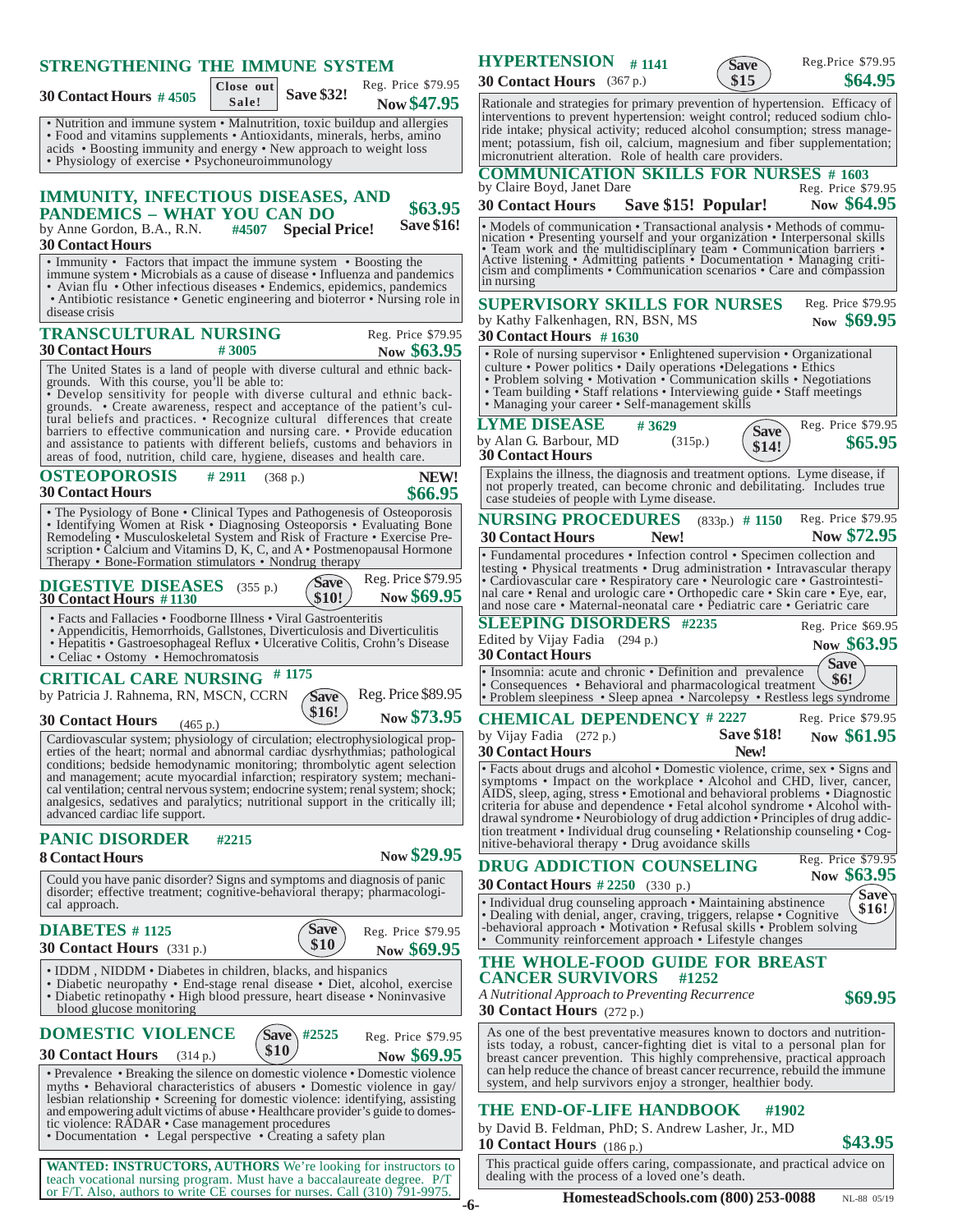## STRENGTHENING THE IMMUNE SYSTEM

**30 Contact Hours # 4505** — Close out Sale! — **Save $32!** — Reg. Price $79.95 **Now $47.95**

• Nutrition and immune system • Malnutrition, toxic buildup and allergies • Food and vitamins supplements • Antioxidants, minerals, herbs, amino acids • Boosting immunity and energy • New approach to weight loss • Physiology of exercise • Psychoneuroimmunology

## IMMUNITY, INFECTIOUS DISEASES, AND PANDEMICS – WHAT YOU CAN DO

by Anne Gordon, B.A., R.N. **#4507 Special Price!** **$63.95 Save $16!**

**30 Contact Hours**

• Immunity • Factors that impact the immune system • Boosting the immune system • Microbials as a cause of disease • Influenza and pandemics • Avian flu • Other infectious diseases • Endemics, epidemics, pandemics • Antibiotic resistance • Genetic engineering and bioterror • Nursing role in disease crisis

## TRANSCULTURAL NURSING

**30 Contact Hours # 3005** — Reg. Price $79.95 **Now $63.95**

The United States is a land of people with diverse cultural and ethnic backgrounds. With this course, you'll be able to:
• Develop sensitivity for people with diverse cultural and ethnic backgrounds. • Create awareness, respect and acceptance of the patient's cultural beliefs and practices. • Recognize cultural differences that create barriers to effective communication and nursing care. • Provide education and assistance to patients with different beliefs, customs and behaviors in areas of food, nutrition, child care, hygiene, diseases and health care.

## OSTEOPOROSIS

**# 2911** (368 p.) **NEW!**
**30 Contact Hours** **$66.95**

• The Pysiology of Bone • Clinical Types and Pathogenesis of Osteoporosis • Identifying Women at Risk • Diagnosing Osteoporsis • Evaluating Bone Remodeling • Musculoskeletal System and Risk of Fracture • Exercise Prescription • Calcium and Vitamins D, K, C, and A • Postmenopausal Hormone Therapy • Bone-Formation stimulators • Nondrug therapy

## DIGESTIVE DISEASES

(355 p.) **Save $10!** — Reg. Price $79.95
**30 Contact Hours # 1130** **Now $69.95**

• Facts and Fallacies • Foodborne Illness • Viral Gastroenteritis • Appendicitis, Hemorrhoids, Gallstones, Diverticulosis and Diverticulitis • Hepatitis • Gastroesophageal Reflux • Ulcerative Colitis, Crohn's Disease • Celiac • Ostomy • Hemochromatosis

## CRITICAL CARE NURSING # 1175

by Patricia J. Rahnema, RN, MSCN, CCRN — **Save $16!** — Reg. Price $89.95
**30 Contact Hours** (465 p.) **Now $73.95**

Cardiovascular system; physiology of circulation; electrophysiological properties of the heart; normal and abnormal cardiac dysrhythmias; pathological conditions; bedside hemodynamic monitoring; thrombolytic agent selection and management; acute myocardial infarction; respiratory system; mechanical ventilation; central nervous system; endocrine system; renal system; shock; analgesics, sedatives and paralytics; nutritional support in the critically ill; advanced cardiac life support.

## PANIC DISORDER

**#2215**
**8 Contact Hours** **Now $29.95**

Could you have panic disorder? Signs and symptoms and diagnosis of panic disorder; effective treatment; cognitive-behavioral therapy; pharmacological approach.

## DIABETES # 1125

**Save $10** — Reg. Price $79.95
**30 Contact Hours** (331 p.) **Now $69.95**

• IDDM , NIDDM • Diabetes in children, blacks, and hispanics • Diabetic neuropathy • End-stage renal disease • Diet, alcohol, exercise • Diabetic retinopathy • High blood pressure, heart disease • Noninvasive blood glucose monitoring

## DOMESTIC VIOLENCE

**Save $10** **#2525** — Reg. Price $79.95
**30 Contact Hours** (314 p.) **Now $69.95**

• Prevalence • Breaking the silence on domestic violence • Domestic violence myths • Behavioral characteristics of abusers • Domestic violence in gay/lesbian relationship • Screening for domestic violence: identifying, assisting and empowering adult victims of abuse • Healthcare provider's guide to domestic violence: RADAR • Case management procedures • Documentation • Legal perspective • Creating a safety plan

**WANTED: INSTRUCTORS, AUTHORS** We're looking for instructors to teach vocational nursing program. Must have a baccalaureate degree. P/T or F/T. Also, authors to write CE courses for nurses. Call (310) 791-9975.

## HYPERTENSION # 1141

**Save $15** — Reg.Price $79.95
**30 Contact Hours** (367 p.) **$64.95**

Rationale and strategies for primary prevention of hypertension. Efficacy of interventions to prevent hypertension: weight control; reduced sodium chloride intake; physical activity; reduced alcohol consumption; stress management; potassium, fish oil, calcium, magnesium and fiber supplementation; micronutrient alteration. Role of health care providers.

## COMMUNICATION SKILLS FOR NURSES # 1603

by Claire Boyd, Janet Dare — Reg. Price $79.95
**30 Contact Hours Save $15! Popular!** **Now $64.95**

• Models of communication • Transactional analysis • Methods of communication • Presenting yourself and your organization • Interpersonal skills • Team work and the multidisciplinary team • Communication barriers • Active listening • Admitting patients • Documentation • Managing criticism and compliments • Communication scenarios • Care and compassion in nursing

## SUPERVISORY SKILLS FOR NURSES

by Kathy Falkenhagen, RN, BSN, MS — Reg. Price $79.95 **Now $69.95**
**30 Contact Hours # 1630**

• Role of nursing supervisor • Enlightened supervision • Organizational culture • Power politics • Daily operations •Delegations • Ethics • Problem solving • Motivation • Communication skills • Negotiations • Team building • Staff relations • Interviewing guide • Staff meetings • Managing your career • Self-management skills

## LYME DISEASE

**# 3629** — **Save $14!** — Reg. Price $79.95
by Alan G. Barbour, MD (315p.) **$65.95**
**30 Contact Hours**

Explains the illness, the diagnosis and treatment options. Lyme disease, if not properly treated, can become chronic and debilitating. Includes true case studeies of people with Lyme disease.

## NURSING PROCEDURES

(833p.) **# 1150** — Reg. Price $79.95
**30 Contact Hours New!** **Now $72.95**

• Fundamental procedures • Infection control • Specimen collection and testing • Physical treatments • Drug administration • Intravascular therapy • Cardiovascular care • Respiratory care • Neurologic care • Gastrointestinal care • Renal and urologic care • Orthopedic care • Skin care • Eye, ear, and nose care • Maternal-neonatal care • Pediatric care • Geriatric care

## SLEEPING DISORDERS #2235

Edited by Vijay Fadia (294 p.) — Reg. Price $69.95 **Now $63.95**
**30 Contact Hours** — **Save $6!**

• Insomnia: acute and chronic • Definition and prevalence • Consequences • Behavioral and pharmacological treatment • Problem sleepiness • Sleep apnea • Narcolepsy • Restless legs syndrome

## CHEMICAL DEPENDENCY # 2227

by Vijay Fadia (272 p.) **Save $18!** — Reg. Price $79.95 **Now $61.95**
**30 Contact Hours New!**

• Facts about drugs and alcohol • Domestic violence, crime, sex • Signs and symptoms • Impact on the workplace • Alcohol and CHD, liver, cancer, AIDS, sleep, aging, stress • Emotional and behavioral problems • Diagnostic criteria for abuse and dependence • Fetal alcohol syndrome • Alcohol withdrawal syndrome • Neurobiology of drug addiction • Principles of drug addiction treatment • Individual drug counseling • Relationship counseling • Cognitive-behavioral therapy • Drug avoidance skills

## DRUG ADDICTION COUNSELING

Reg. Price $79.95 **Now $63.95**
**30 Contact Hours # 2250** (330 p.) — **Save $16!**

• Individual drug counseling approach • Maintaining abstinence • Dealing with denial, anger, craving, triggers, relapse • Cognitive -behavioral approach • Motivation • Refusal skills • Problem solving • Community reinforcement approach • Lifestyle changes

## THE WHOLE-FOOD GUIDE FOR BREAST CANCER SURVIVORS #1252

*A Nutritional Approach to Preventing Recurrence* **$69.95**
**30 Contact Hours** (272 p.)

As one of the best preventative measures known to doctors and nutritionists today, a robust, cancer-fighting diet is vital to a personal plan for breast cancer prevention. This highly comprehensive, practical approach can help reduce the chance of breast cancer recurrence, rebuild the immune system, and help survivors enjoy a stronger, healthier body.

## THE END-OF-LIFE HANDBOOK #1902

by David B. Feldman, PhD; S. Andrew Lasher, Jr., MD
**10 Contact Hours** (186 p.) **$43.95**

This practical guide offers caring, compassionate, and practical advice on dealing with the process of a loved one's death.

**HomesteadSchools.com (800) 253-0088** NL-88 05/19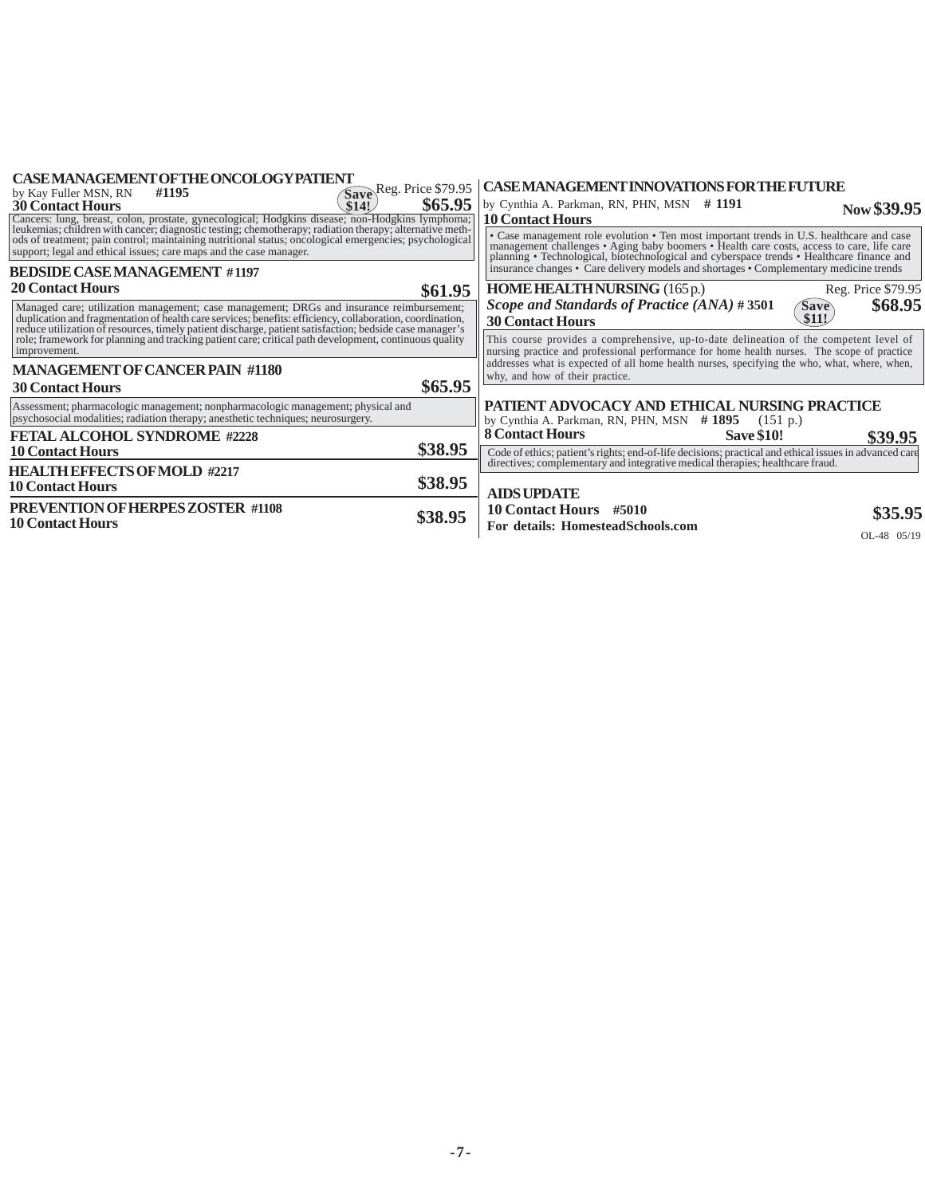## CASE MANAGEMENT OF THE ONCOLOGY PATIENT

by Kay Fuller MSN, RN **#1195**

**30 Contact Hours** — Save $14! — Reg. Price $79.95 **$65.95**

Cancers: lung, breast, colon, prostate, gynecological; Hodgkins disease; non-Hodgkins lymphoma; leukemias; children with cancer; diagnostic testing; chemotherapy; radiation therapy; alternative methods of treatment; pain control; maintaining nutritional status; oncological emergencies; psychological support; legal and ethical issues; care maps and the case manager.

## BEDSIDE CASE MANAGEMENT #1197

**20 Contact Hours** **$61.95**

Managed care; utilization management; case management; DRGs and insurance reimbursement; duplication and fragmentation of health care services; benefits: efficiency, collaboration, coordination, reduce utilization of resources, timely patient discharge, patient satisfaction; bedside case manager's role; framework for planning and tracking patient care; critical path development, continuous quality improvement.

## MANAGEMENT OF CANCER PAIN #1180

**30 Contact Hours** **$65.95**

Assessment; pharmacologic management; nonpharmacologic management; physical and psychosocial modalities; radiation therapy; anesthetic techniques; neurosurgery.

## FETAL ALCOHOL SYNDROME #2228

**10 Contact Hours** **$38.95**

## HEALTH EFFECTS OF MOLD #2217

**10 Contact Hours** **$38.95**

## PREVENTION OF HERPES ZOSTER #1108

**10 Contact Hours** **$38.95**

## CASE MANAGEMENT INNOVATIONS FOR THE FUTURE

by Cynthia A. Parkman, RN, PHN, MSN **# 1191**

**10 Contact Hours** **Now $39.95**

• Case management role evolution • Ten most important trends in U.S. healthcare and case management challenges • Aging baby boomers • Health care costs, access to care, life care planning • Technological, biotechnological and cyberspace trends • Healthcare finance and insurance changes • Care delivery models and shortages • Complementary medicine trends

## HOME HEALTH NURSING (165 p.)

***Scope and Standards of Practice (ANA)* # 3501**

**30 Contact Hours** — Save $11! — Reg. Price $79.95 **$68.95**

This course provides a comprehensive, up-to-date delineation of the competent level of nursing practice and professional performance for home health nurses. The scope of practice addresses what is expected of all home health nurses, specifying the who, what, where, when, why, and how of their practice.

## PATIENT ADVOCACY AND ETHICAL NURSING PRACTICE

by Cynthia A. Parkman, RN, PHN, MSN **# 1895** (151 p.)

**8 Contact Hours** **Save $10!** **$39.95**

Code of ethics; patient's rights; end-of-life decisions; practical and ethical issues in advanced care directives; complementary and integrative medical therapies; healthcare fraud.

## AIDS UPDATE

**10 Contact Hours #5010** **$35.95**

**For details: HomesteadSchools.com**

OL-48 05/19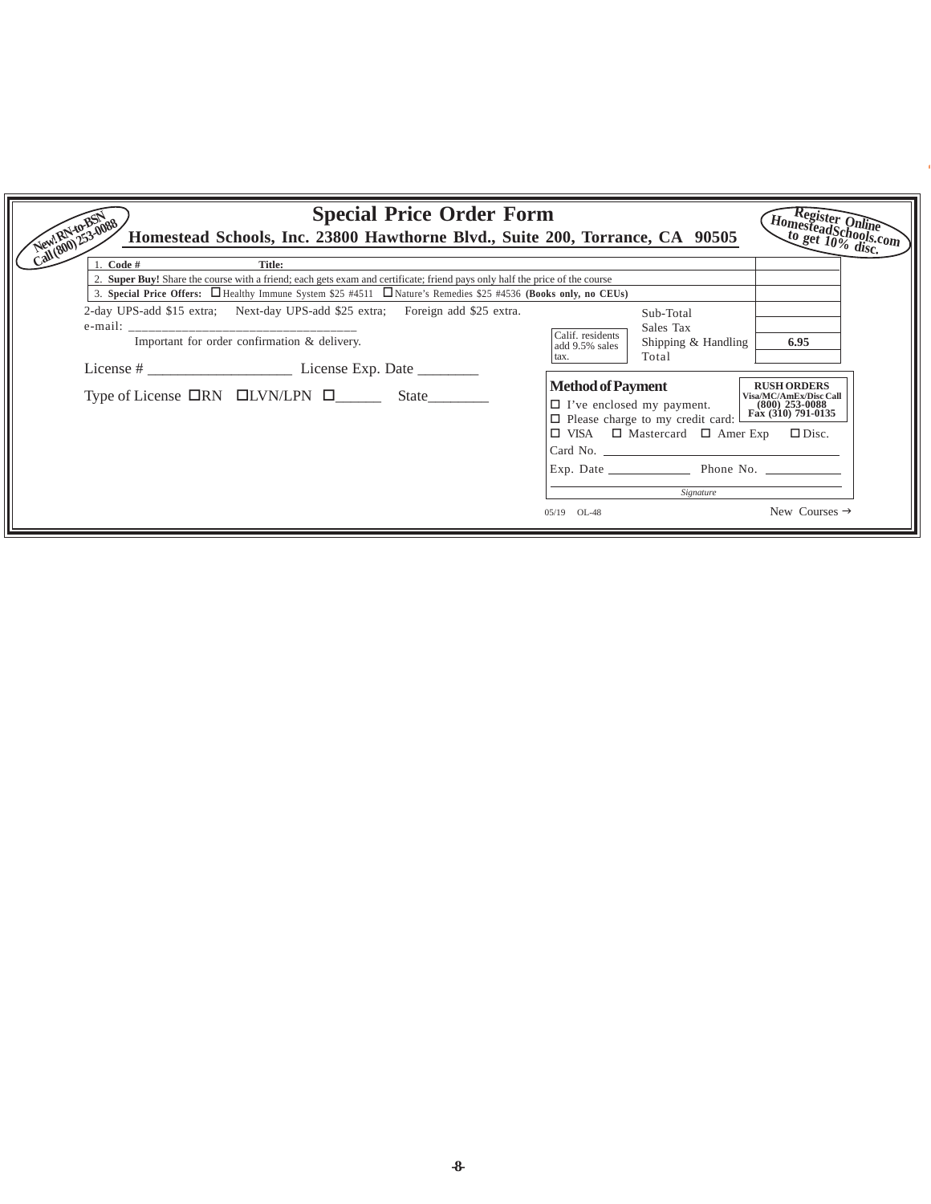New! RN-to-BSN Call (800) 253-0088

# Special Price Order Form

**Homestead Schools, Inc. 23800 Hawthorne Blvd., Suite 200, Torrance, CA 90505**

**Register Online HomesteadSchools.com to get 10% disc.**

| | |
|---|---|
| 1. **Code #** **Title:** | |
| 2. **Super Buy!** Share the course with a friend; each gets exam and certificate; friend pays only half the price of the course | |
| 3. **Special Price Offers:** ☐ Healthy Immune System $25 #4511 ☐ Nature's Remedies $25 #4536 **(Books only, no CEUs)** | |

2-day UPS-add $15 extra; Next-day UPS-add $25 extra; Foreign add $25 extra.

e-mail: ________________________________

Important for order confirmation & delivery.

Calif. residents add 9.5% sales tax.

| | |
|---|---|
| Sub-Total | |
| Sales Tax | |
| Shipping & Handling | 6.95 |
| Total | |

License # __________________ License Exp. Date ________

Type of License ☐RN ☐LVN/LPN ☐______ State________

**Method of Payment**

**RUSH ORDERS** Visa/MC/AmEx/Disc Call (800) 253-0088 Fax (310) 791-0135

☐ I've enclosed my payment.

☐ Please charge to my credit card:

☐ VISA ☐ Mastercard ☐ Amer Exp ☐ Disc.

Card No. ________________________________

Exp. Date ____________ Phone No. ____________

________________________________

*Signature*

05/19 OL-48

New Courses →